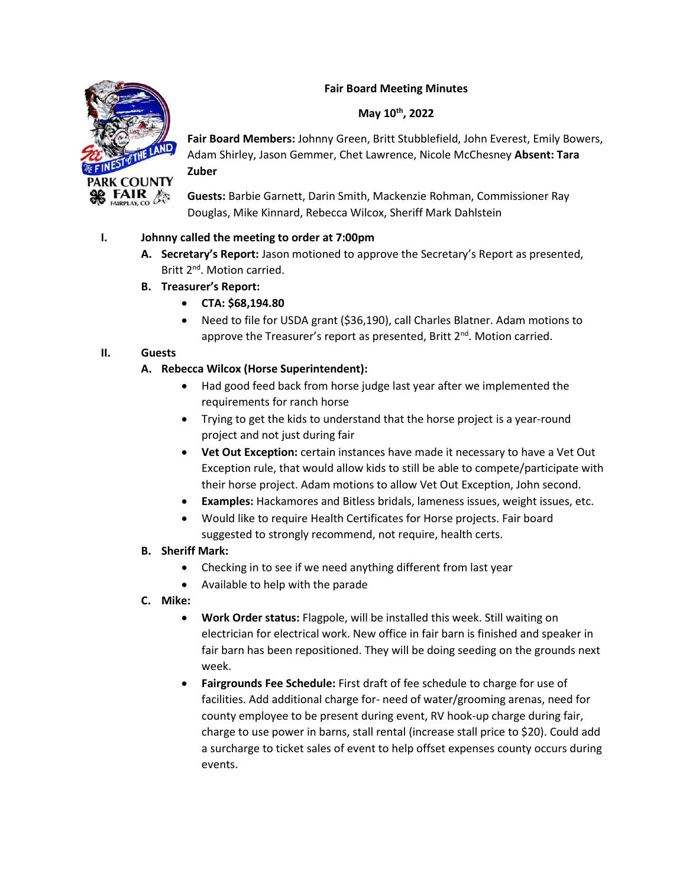**Fair Board Meeting Minutes**

**May 10th, 2022**

**Fair Board Members:** Johnny Green, Britt Stubblefield, John Everest, Emily Bowers, Adam Shirley, Jason Gemmer, Chet Lawrence, Nicole McChesney **Absent: Tara Zuber**

**Guests:** Barbie Garnett, Darin Smith, Mackenzie Rohman, Commissioner Ray Douglas, Mike Kinnard, Rebecca Wilcox, Sheriff Mark Dahlstein

I. **Johnny called the meeting to order at 7:00pm**

   A. **Secretary's Report:** Jason motioned to approve the Secretary's Report as presented, Britt 2nd. Motion carried.

   B. **Treasurer's Report:**
      - **CTA: $68,194.80**
      - Need to file for USDA grant ($36,190), call Charles Blatner. Adam motions to approve the Treasurer's report as presented, Britt 2nd. Motion carried.

II. **Guests**

   A. **Rebecca Wilcox (Horse Superintendent):**
      - Had good feed back from horse judge last year after we implemented the requirements for ranch horse
      - Trying to get the kids to understand that the horse project is a year-round project and not just during fair
      - **Vet Out Exception:** certain instances have made it necessary to have a Vet Out Exception rule, that would allow kids to still be able to compete/participate with their horse project. Adam motions to allow Vet Out Exception, John second.
      - **Examples:** Hackamores and Bitless bridals, lameness issues, weight issues, etc.
      - Would like to require Health Certificates for Horse projects. Fair board suggested to strongly recommend, not require, health certs.

   B. **Sheriff Mark:**
      - Checking in to see if we need anything different from last year
      - Available to help with the parade

   C. **Mike:**
      - **Work Order status:** Flagpole, will be installed this week. Still waiting on electrician for electrical work. New office in fair barn is finished and speaker in fair barn has been repositioned. They will be doing seeding on the grounds next week.
      - **Fairgrounds Fee Schedule:** First draft of fee schedule to charge for use of facilities. Add additional charge for- need of water/grooming arenas, need for county employee to be present during event, RV hook-up charge during fair, charge to use power in barns, stall rental (increase stall price to $20). Could add a surcharge to ticket sales of event to help offset expenses county occurs during events.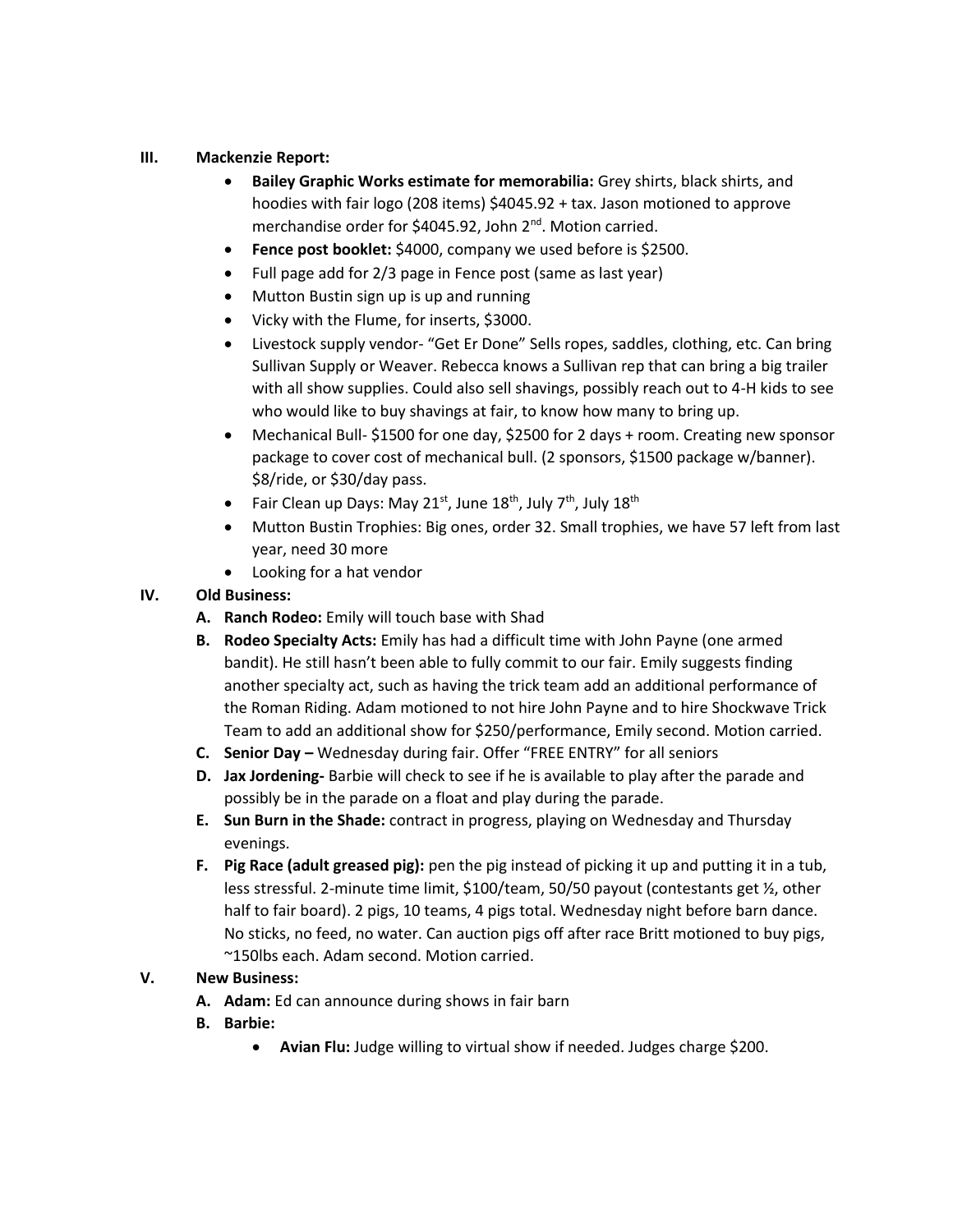## III. Mackenzie Report:

- **Bailey Graphic Works estimate for memorabilia:** Grey shirts, black shirts, and hoodies with fair logo (208 items) $4045.92 + tax. Jason motioned to approve merchandise order for $4045.92, John 2nd. Motion carried.
- **Fence post booklet:** $4000, company we used before is $2500.
- Full page add for 2/3 page in Fence post (same as last year)
- Mutton Bustin sign up is up and running
- Vicky with the Flume, for inserts, $3000.
- Livestock supply vendor- "Get Er Done" Sells ropes, saddles, clothing, etc. Can bring Sullivan Supply or Weaver. Rebecca knows a Sullivan rep that can bring a big trailer with all show supplies. Could also sell shavings, possibly reach out to 4-H kids to see who would like to buy shavings at fair, to know how many to bring up.
- Mechanical Bull- $1500 for one day, $2500 for 2 days + room. Creating new sponsor package to cover cost of mechanical bull. (2 sponsors, $1500 package w/banner). $8/ride, or $30/day pass.
- Fair Clean up Days: May 21st, June 18th, July 7th, July 18th
- Mutton Bustin Trophies: Big ones, order 32. Small trophies, we have 57 left from last year, need 30 more
- Looking for a hat vendor

## IV. Old Business:

**A. Ranch Rodeo:** Emily will touch base with Shad

**B. Rodeo Specialty Acts:** Emily has had a difficult time with John Payne (one armed bandit). He still hasn't been able to fully commit to our fair. Emily suggests finding another specialty act, such as having the trick team add an additional performance of the Roman Riding. Adam motioned to not hire John Payne and to hire Shockwave Trick Team to add an additional show for $250/performance, Emily second. Motion carried.

**C. Senior Day –** Wednesday during fair. Offer "FREE ENTRY" for all seniors

**D. Jax Jordening-** Barbie will check to see if he is available to play after the parade and possibly be in the parade on a float and play during the parade.

**E. Sun Burn in the Shade:** contract in progress, playing on Wednesday and Thursday evenings.

**F. Pig Race (adult greased pig):** pen the pig instead of picking it up and putting it in a tub, less stressful. 2-minute time limit, $100/team, 50/50 payout (contestants get ½, other half to fair board). 2 pigs, 10 teams, 4 pigs total. Wednesday night before barn dance. No sticks, no feed, no water. Can auction pigs off after race Britt motioned to buy pigs, ~150lbs each. Adam second. Motion carried.

## V. New Business:

**A. Adam:** Ed can announce during shows in fair barn

**B. Barbie:**

- **Avian Flu:** Judge willing to virtual show if needed. Judges charge $200.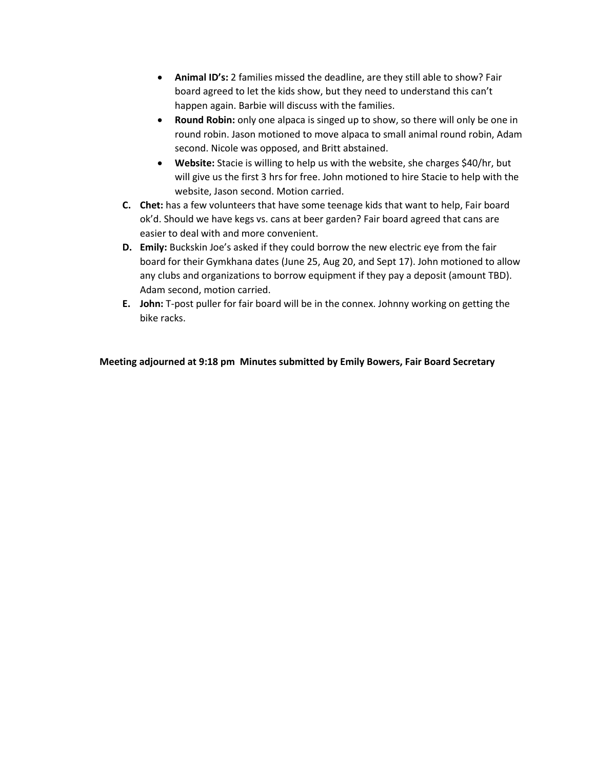- **Animal ID's:** 2 families missed the deadline, are they still able to show? Fair board agreed to let the kids show, but they need to understand this can't happen again. Barbie will discuss with the families.
- **Round Robin:** only one alpaca is singed up to show, so there will only be one in round robin. Jason motioned to move alpaca to small animal round robin, Adam second. Nicole was opposed, and Britt abstained.
- **Website:** Stacie is willing to help us with the website, she charges $40/hr, but will give us the first 3 hrs for free. John motioned to hire Stacie to help with the website, Jason second. Motion carried.

C. **Chet:** has a few volunteers that have some teenage kids that want to help, Fair board ok'd. Should we have kegs vs. cans at beer garden? Fair board agreed that cans are easier to deal with and more convenient.

D. **Emily:** Buckskin Joe's asked if they could borrow the new electric eye from the fair board for their Gymkhana dates (June 25, Aug 20, and Sept 17). John motioned to allow any clubs and organizations to borrow equipment if they pay a deposit (amount TBD). Adam second, motion carried.

E. **John:** T-post puller for fair board will be in the connex. Johnny working on getting the bike racks.

**Meeting adjourned at 9:18 pm Minutes submitted by Emily Bowers, Fair Board Secretary**